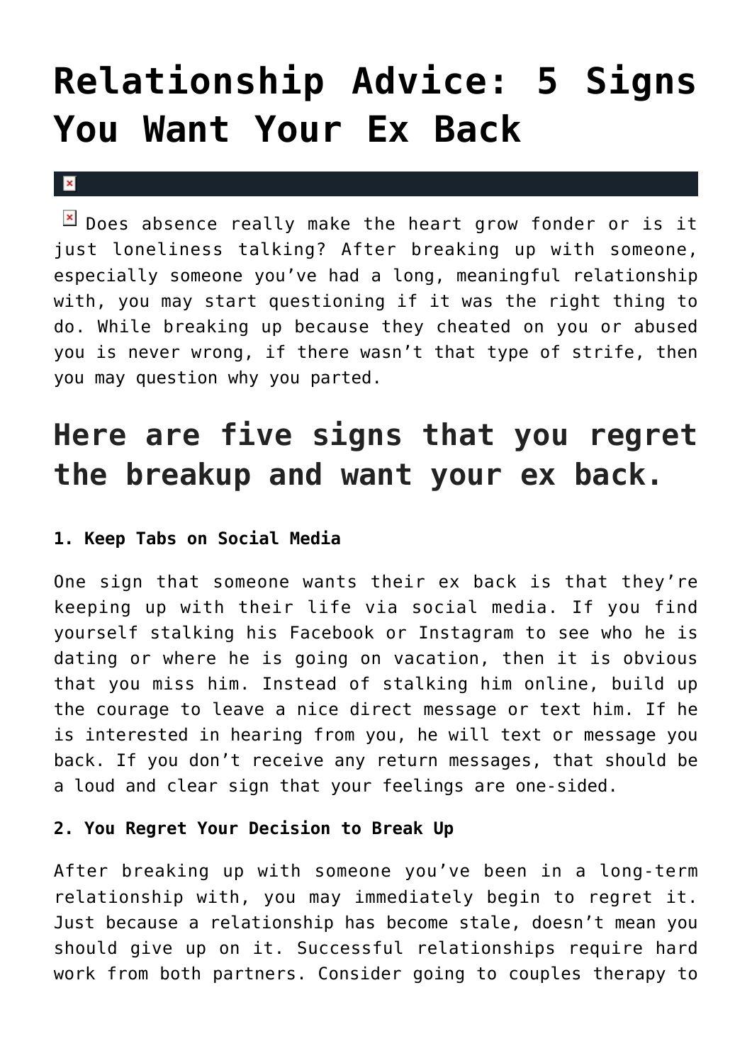# Relationship Advice: 5 Signs You Want Your Ex Back

Does absence really make the heart grow fonder or is it just loneliness talking? After breaking up with someone, especially someone you've had a long, meaningful relationship with, you may start questioning if it was the right thing to do. While breaking up because they cheated on you or abused you is never wrong, if there wasn't that type of strife, then you may question why you parted.

## Here are five signs that you regret the breakup and want your ex back.

**1. Keep Tabs on Social Media**

One sign that someone wants their ex back is that they're keeping up with their life via social media. If you find yourself stalking his Facebook or Instagram to see who he is dating or where he is going on vacation, then it is obvious that you miss him. Instead of stalking him online, build up the courage to leave a nice direct message or text him. If he is interested in hearing from you, he will text or message you back. If you don't receive any return messages, that should be a loud and clear sign that your feelings are one-sided.

**2. You Regret Your Decision to Break Up**

After breaking up with someone you've been in a long-term relationship with, you may immediately begin to regret it. Just because a relationship has become stale, doesn't mean you should give up on it. Successful relationships require hard work from both partners. Consider going to couples therapy to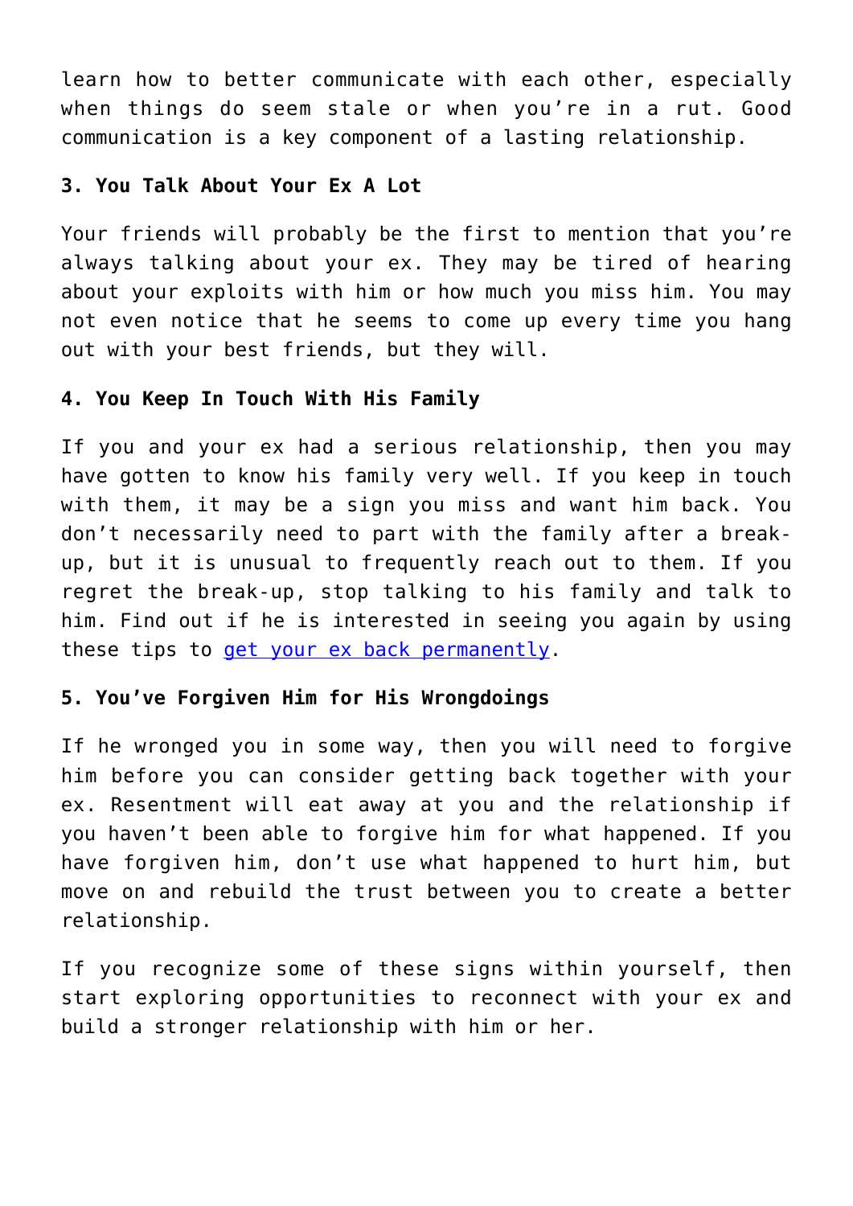learn how to better communicate with each other, especially when things do seem stale or when you're in a rut. Good communication is a key component of a lasting relationship.

**3. You Talk About Your Ex A Lot**

Your friends will probably be the first to mention that you're always talking about your ex. They may be tired of hearing about your exploits with him or how much you miss him. You may not even notice that he seems to come up every time you hang out with your best friends, but they will.

**4. You Keep In Touch With His Family**

If you and your ex had a serious relationship, then you may have gotten to know his family very well. If you keep in touch with them, it may be a sign you miss and want him back. You don't necessarily need to part with the family after a break-up, but it is unusual to frequently reach out to them. If you regret the break-up, stop talking to his family and talk to him. Find out if he is interested in seeing you again by using these tips to get your ex back permanently.

**5. You've Forgiven Him for His Wrongdoings**

If he wronged you in some way, then you will need to forgive him before you can consider getting back together with your ex. Resentment will eat away at you and the relationship if you haven't been able to forgive him for what happened. If you have forgiven him, don't use what happened to hurt him, but move on and rebuild the trust between you to create a better relationship.

If you recognize some of these signs within yourself, then start exploring opportunities to reconnect with your ex and build a stronger relationship with him or her.